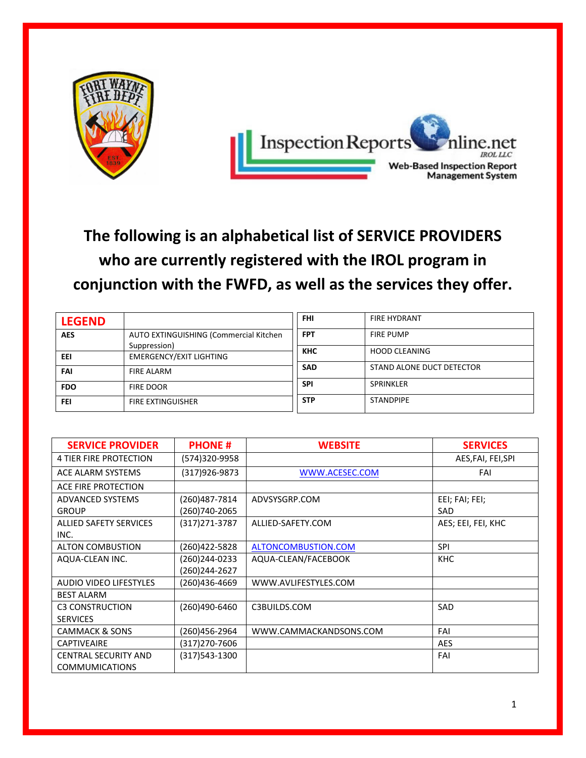# The following is an alphabetical list of SERVICE PROVIDERS who are currently registered with the IROL program in conjunction with the FWFD, as well as the services they offer.

| LEGEND | |
|---|---|
| AES | AUTO EXTINGUISHING (Commercial Kitchen Suppression) |
| EEI | EMERGENCY/EXIT LIGHTING |
| FAI | FIRE ALARM |
| FDO | FIRE DOOR |
| FEI | FIRE EXTINGUISHER |
| FHI | FIRE HYDRANT |
| FPT | FIRE PUMP |
| KHC | HOOD CLEANING |
| SAD | STAND ALONE DUCT DETECTOR |
| SPI | SPRINKLER |
| STP | STANDPIPE |

| SERVICE PROVIDER | PHONE # | WEBSITE | SERVICES |
|---|---|---|---|
| 4 TIER FIRE PROTECTION | (574)320-9958 | | AES,FAI, FEI,SPI |
| ACE ALARM SYSTEMS | (317)926-9873 | WWW.ACESEC.COM | FAI |
| ACE FIRE PROTECTION | | | |
| ADVANCED SYSTEMS GROUP | (260)487-7814 (260)740-2065 | ADVSYSGRP.COM | EEI; FAI; FEI; SAD |
| ALLIED SAFETY SERVICES INC. | (317)271-3787 | ALLIED-SAFETY.COM | AES; EEI, FEI, KHC |
| ALTON COMBUSTION | (260)422-5828 | ALTONCOMBUSTION.COM | SPI |
| AQUA-CLEAN INC. | (260)244-0233 (260)244-2627 | AQUA-CLEAN/FACEBOOK | KHC |
| AUDIO VIDEO LIFESTYLES | (260)436-4669 | WWW.AVLIFESTYLES.COM | |
| BEST ALARM | | | |
| C3 CONSTRUCTION SERVICES | (260)490-6460 | C3BUILDS.COM | SAD |
| CAMMACK & SONS | (260)456-2964 | WWW.CAMMACKANDSONS.COM | FAI |
| CAPTIVEAIRE | (317)270-7606 | | AES |
| CENTRAL SECURITY AND COMMUMICATIONS | (317)543-1300 | | FAI |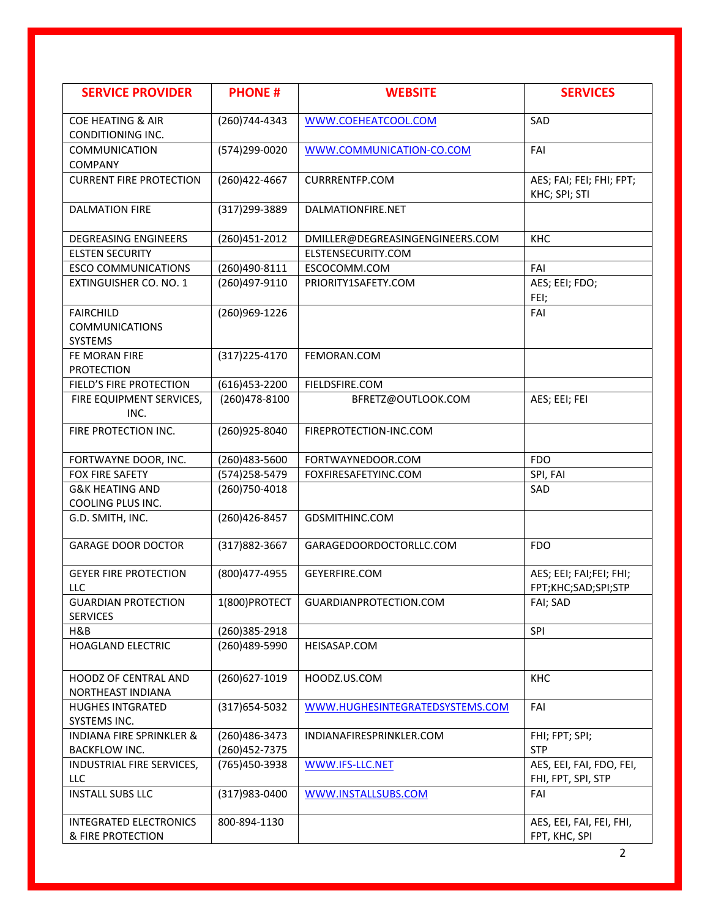| SERVICE PROVIDER | PHONE # | WEBSITE | SERVICES |
|---|---|---|---|
| COE HEATING & AIR CONDITIONING INC. | (260)744-4343 | WWW.COEHEATCOOL.COM | SAD |
| COMMUNICATION COMPANY | (574)299-0020 | WWW.COMMUNICATION-CO.COM | FAI |
| CURRENT FIRE PROTECTION | (260)422-4667 | CURRRENTFP.COM | AES; FAI; FEI; FHI; FPT; KHC; SPI; STI |
| DALMATION FIRE | (317)299-3889 | DALMATIONFIRE.NET | |
| DEGREASING ENGINEERS | (260)451-2012 | DMILLER@DEGREASINGENGINEERS.COM | KHC |
| ELSTEN SECURITY | | ELSTENSECURITY.COM | |
| ESCO COMMUNICATIONS | (260)490-8111 | ESCOCOMM.COM | FAI |
| EXTINGUISHER CO. NO. 1 | (260)497-9110 | PRIORITY1SAFETY.COM | AES; EEI; FDO; FEI; |
| FAIRCHILD COMMUNICATIONS SYSTEMS | (260)969-1226 | | FAI |
| FE MORAN FIRE PROTECTION | (317)225-4170 | FEMORAN.COM | |
| FIELD'S FIRE PROTECTION | (616)453-2200 | FIELDSFIRE.COM | |
| FIRE EQUIPMENT SERVICES, INC. | (260)478-8100 | BFRETZ@OUTLOOK.COM | AES; EEI; FEI |
| FIRE PROTECTION INC. | (260)925-8040 | FIREPROTECTION-INC.COM | |
| FORTWAYNE DOOR, INC. | (260)483-5600 | FORTWAYNEDOOR.COM | FDO |
| FOX FIRE SAFETY | (574)258-5479 | FOXFIRESAFETYINC.COM | SPI, FAI |
| G&K HEATING AND COOLING PLUS INC. | (260)750-4018 | | SAD |
| G.D. SMITH, INC. | (260)426-8457 | GDSMITHINC.COM | |
| GARAGE DOOR DOCTOR | (317)882-3667 | GARAGEDOORDOCTORLLC.COM | FDO |
| GEYER FIRE PROTECTION LLC | (800)477-4955 | GEYERFIRE.COM | AES; EEI; FAI;FEI; FHI; FPT;KHC;SAD;SPI;STP |
| GUARDIAN PROTECTION SERVICES | 1(800)PROTECT | GUARDIANPROTECTION.COM | FAI; SAD |
| H&B | (260)385-2918 | | SPI |
| HOAGLAND ELECTRIC | (260)489-5990 | HEISASAP.COM | |
| HOODZ OF CENTRAL AND NORTHEAST INDIANA | (260)627-1019 | HOODZ.US.COM | KHC |
| HUGHES INTGRATED SYSTEMS INC. | (317)654-5032 | WWW.HUGHESINTEGRATEDSYSTEMS.COM | FAI |
| INDIANA FIRE SPRINKLER & BACKFLOW INC. | (260)486-3473 (260)452-7375 | INDIANAFIRESPRINKLER.COM | FHI; FPT; SPI; STP |
| INDUSTRIAL FIRE SERVICES, LLC | (765)450-3938 | WWW.IFS-LLC.NET | AES, EEI, FAI, FDO, FEI, FHI, FPT, SPI, STP |
| INSTALL SUBS LLC | (317)983-0400 | WWW.INSTALLSUBS.COM | FAI |
| INTEGRATED ELECTRONICS & FIRE PROTECTION | 800-894-1130 | | AES, EEI, FAI, FEI, FHI, FPT, KHC, SPI |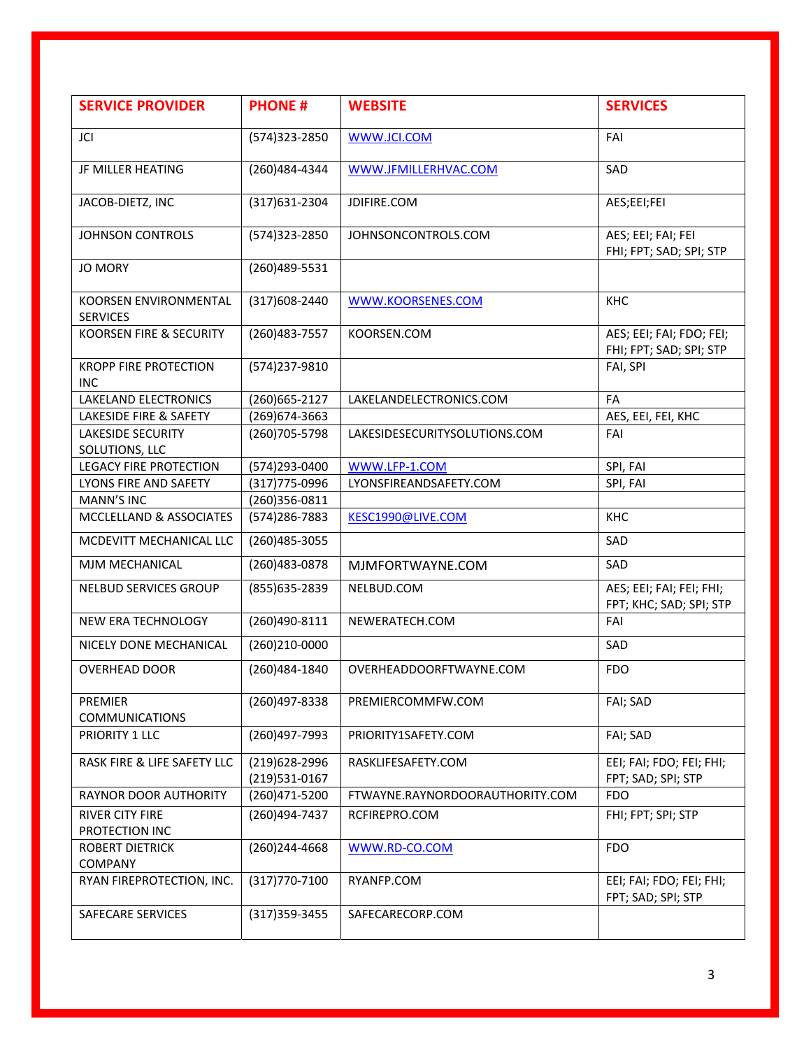| SERVICE PROVIDER | PHONE # | WEBSITE | SERVICES |
|---|---|---|---|
| JCI | (574)323-2850 | WWW.JCI.COM | FAI |
| JF MILLER HEATING | (260)484-4344 | WWW.JFMILLERHVAC.COM | SAD |
| JACOB-DIETZ, INC | (317)631-2304 | JDIFIRE.COM | AES;EEI;FEI |
| JOHNSON CONTROLS | (574)323-2850 | JOHNSONCONTROLS.COM | AES; EEI; FAI; FEI FHI; FPT; SAD; SPI; STP |
| JO MORY | (260)489-5531 | | |
| KOORSEN ENVIRONMENTAL SERVICES | (317)608-2440 | WWW.KOORSENES.COM | KHC |
| KOORSEN FIRE & SECURITY | (260)483-7557 | KOORSEN.COM | AES; EEI; FAI; FDO; FEI; FHI; FPT; SAD; SPI; STP |
| KROPP FIRE PROTECTION INC | (574)237-9810 | | FAI, SPI |
| LAKELAND ELECTRONICS | (260)665-2127 | LAKELANDELECTRONICS.COM | FA |
| LAKESIDE FIRE & SAFETY | (269)674-3663 | | AES, EEI, FEI, KHC |
| LAKESIDE SECURITY SOLUTIONS, LLC | (260)705-5798 | LAKESIDESECURITYSOLUTIONS.COM | FAI |
| LEGACY FIRE PROTECTION | (574)293-0400 | WWW.LFP-1.COM | SPI, FAI |
| LYONS FIRE AND SAFETY | (317)775-0996 | LYONSFIREANDSAFETY.COM | SPI, FAI |
| MANN'S INC | (260)356-0811 | | |
| MCCLELLAND & ASSOCIATES | (574)286-7883 | KESC1990@LIVE.COM | KHC |
| MCDEVITT MECHANICAL LLC | (260)485-3055 | | SAD |
| MJM MECHANICAL | (260)483-0878 | MJMFORTWAYNE.COM | SAD |
| NELBUD SERVICES GROUP | (855)635-2839 | NELBUD.COM | AES; EEI; FAI; FEI; FHI; FPT; KHC; SAD; SPI; STP |
| NEW ERA TECHNOLOGY | (260)490-8111 | NEWERATECH.COM | FAI |
| NICELY DONE MECHANICAL | (260)210-0000 | | SAD |
| OVERHEAD DOOR | (260)484-1840 | OVERHEADDOORFTWAYNE.COM | FDO |
| PREMIER COMMUNICATIONS | (260)497-8338 | PREMIERCOMMFW.COM | FAI; SAD |
| PRIORITY 1 LLC | (260)497-7993 | PRIORITY1SAFETY.COM | FAI; SAD |
| RASK FIRE & LIFE SAFETY LLC | (219)628-2996 (219)531-0167 | RASKLIFESAFETY.COM | EEI; FAI; FDO; FEI; FHI; FPT; SAD; SPI; STP |
| RAYNOR DOOR AUTHORITY | (260)471-5200 | FTWAYNE.RAYNORDOORAUTHORITY.COM | FDO |
| RIVER CITY FIRE PROTECTION INC | (260)494-7437 | RCFIREPRO.COM | FHI; FPT; SPI; STP |
| ROBERT DIETRICK COMPANY | (260)244-4668 | WWW.RD-CO.COM | FDO |
| RYAN FIREPROTECTION, INC. | (317)770-7100 | RYANFP.COM | EEI; FAI; FDO; FEI; FHI; FPT; SAD; SPI; STP |
| SAFECARE SERVICES | (317)359-3455 | SAFECARECORP.COM | |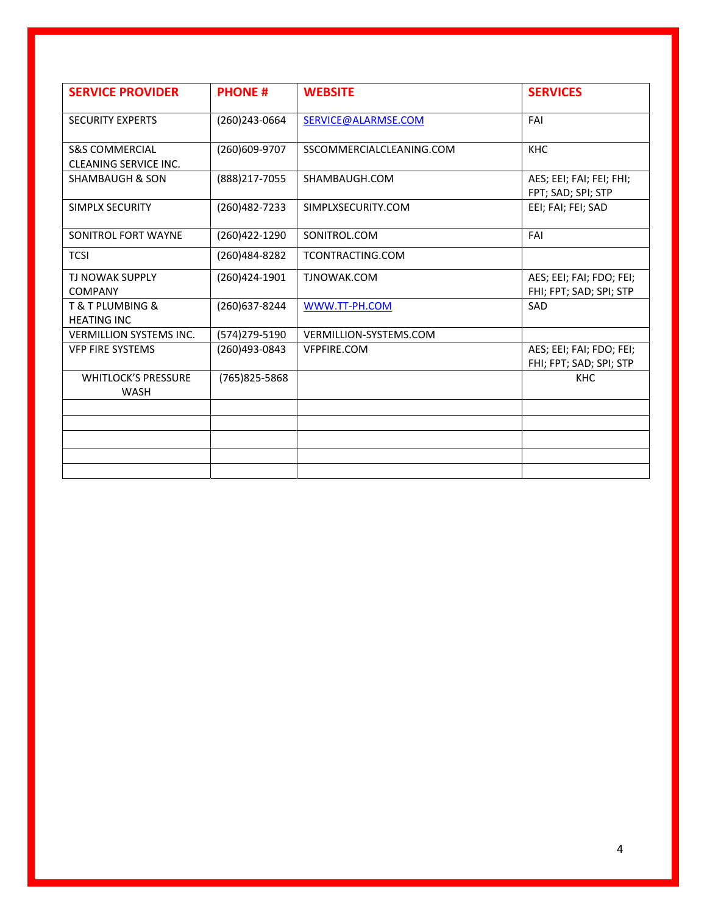| SERVICE PROVIDER | PHONE # | WEBSITE | SERVICES |
|---|---|---|---|
| SECURITY EXPERTS | (260)243-0664 | SERVICE@ALARMSE.COM | FAI |
| S&S COMMERCIAL CLEANING SERVICE INC. | (260)609-9707 | SSCOMMERCIALCLEANING.COM | KHC |
| SHAMBAUGH & SON | (888)217-7055 | SHAMBAUGH.COM | AES; EEI; FAI; FEI; FHI; FPT; SAD; SPI; STP |
| SIMPLX SECURITY | (260)482-7233 | SIMPLXSECURITY.COM | EEI; FAI; FEI; SAD |
| SONITROL FORT WAYNE | (260)422-1290 | SONITROL.COM | FAI |
| TCSI | (260)484-8282 | TCONTRACTING.COM | |
| TJ NOWAK SUPPLY COMPANY | (260)424-1901 | TJNOWAK.COM | AES; EEI; FAI; FDO; FEI; FHI; FPT; SAD; SPI; STP |
| T & T PLUMBING & HEATING INC | (260)637-8244 | WWW.TT-PH.COM | SAD |
| VERMILLION SYSTEMS INC. | (574)279-5190 | VERMILLION-SYSTEMS.COM | |
| VFP FIRE SYSTEMS | (260)493-0843 | VFPFIRE.COM | AES; EEI; FAI; FDO; FEI; FHI; FPT; SAD; SPI; STP |
| WHITLOCK'S PRESSURE WASH | (765)825-5868 | | KHC |
| | | | |
| | | | |
| | | | |
| | | | |
| | | | |